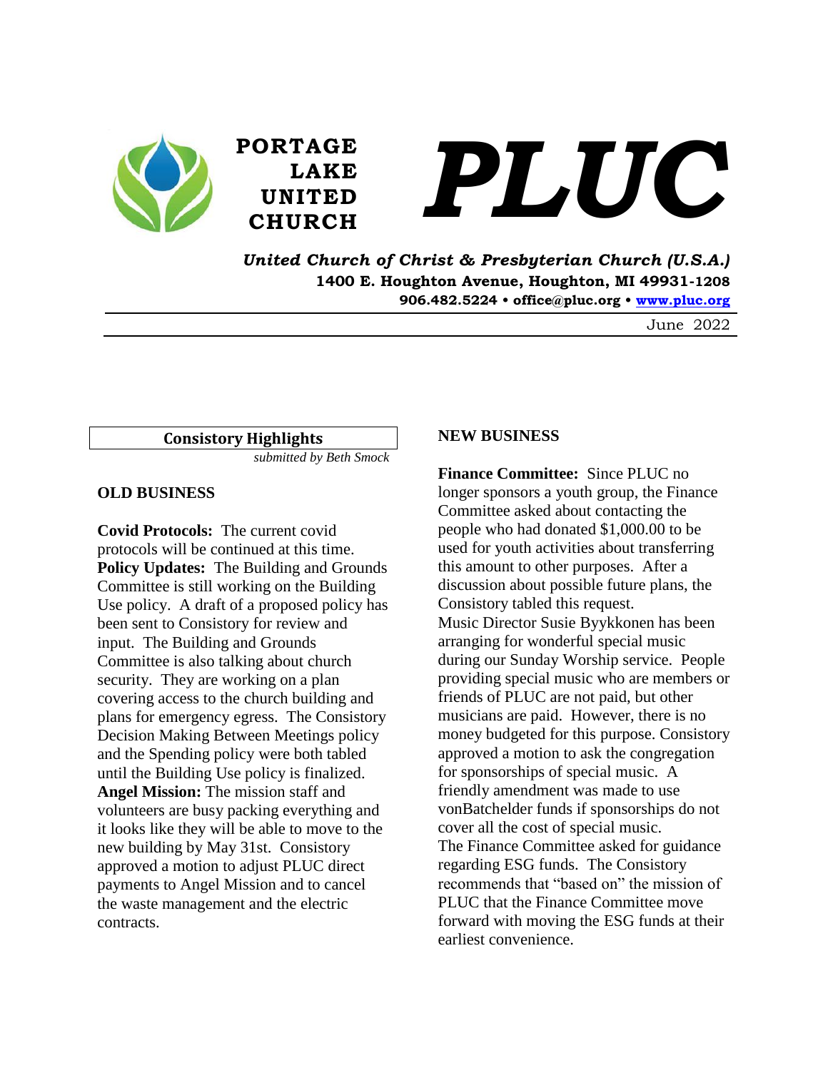# PORTAGE LAKE UNITED CHURCH

# *PLUC*

***United Church of Christ & Presbyterian Church (U.S.A.)***
**1400 E. Houghton Avenue, Houghton, MI 49931-1208**
**906.482.5224 • office@pluc.org • www.pluc.org**

June 2022

## Consistory Highlights

*submitted by Beth Smock*

### OLD BUSINESS

**Covid Protocols:** The current covid protocols will be continued at this time.
**Policy Updates:** The Building and Grounds Committee is still working on the Building Use policy. A draft of a proposed policy has been sent to Consistory for review and input. The Building and Grounds Committee is also talking about church security. They are working on a plan covering access to the church building and plans for emergency egress. The Consistory Decision Making Between Meetings policy and the Spending policy were both tabled until the Building Use policy is finalized.
**Angel Mission:** The mission staff and volunteers are busy packing everything and it looks like they will be able to move to the new building by May 31st. Consistory approved a motion to adjust PLUC direct payments to Angel Mission and to cancel the waste management and the electric contracts.

### NEW BUSINESS

**Finance Committee:** Since PLUC no longer sponsors a youth group, the Finance Committee asked about contacting the people who had donated $1,000.00 to be used for youth activities about transferring this amount to other purposes. After a discussion about possible future plans, the Consistory tabled this request.
Music Director Susie Byykkonen has been arranging for wonderful special music during our Sunday Worship service. People providing special music who are members or friends of PLUC are not paid, but other musicians are paid. However, there is no money budgeted for this purpose. Consistory approved a motion to ask the congregation for sponsorships of special music. A friendly amendment was made to use vonBatchelder funds if sponsorships do not cover all the cost of special music.
The Finance Committee asked for guidance regarding ESG funds. The Consistory recommends that "based on" the mission of PLUC that the Finance Committee move forward with moving the ESG funds at their earliest convenience.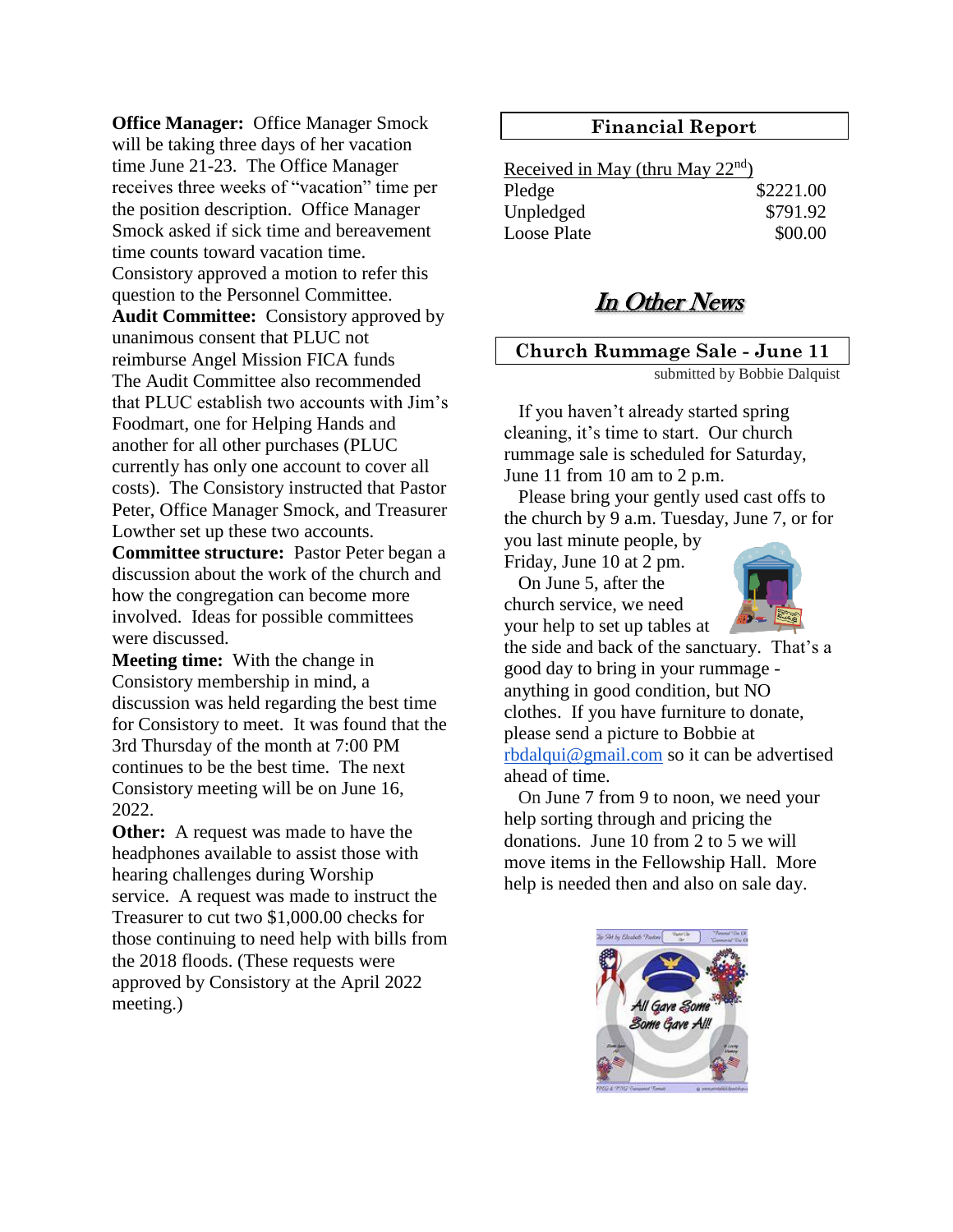**Office Manager:** Office Manager Smock will be taking three days of her vacation time June 21-23. The Office Manager receives three weeks of "vacation" time per the position description. Office Manager Smock asked if sick time and bereavement time counts toward vacation time. Consistory approved a motion to refer this question to the Personnel Committee.

**Audit Committee:** Consistory approved by unanimous consent that PLUC not reimburse Angel Mission FICA funds The Audit Committee also recommended that PLUC establish two accounts with Jim's Foodmart, one for Helping Hands and another for all other purchases (PLUC currently has only one account to cover all costs). The Consistory instructed that Pastor Peter, Office Manager Smock, and Treasurer Lowther set up these two accounts.

**Committee structure:** Pastor Peter began a discussion about the work of the church and how the congregation can become more involved. Ideas for possible committees were discussed.

**Meeting time:** With the change in Consistory membership in mind, a discussion was held regarding the best time for Consistory to meet. It was found that the 3rd Thursday of the month at 7:00 PM continues to be the best time. The next Consistory meeting will be on June 16, 2022.

**Other:** A request was made to have the headphones available to assist those with hearing challenges during Worship service. A request was made to instruct the Treasurer to cut two $1,000.00 checks for those continuing to need help with bills from the 2018 floods. (These requests were approved by Consistory at the April 2022 meeting.)

## Financial Report

Received in May (thru May 22nd)

| | |
|---|---|
| Pledge | $2221.00 |
| Unpledged | $791.92 |
| Loose Plate | $00.00 |

# *In Other News*

## Church Rummage Sale - June 11

submitted by Bobbie Dalquist

If you haven't already started spring cleaning, it's time to start. Our church rummage sale is scheduled for Saturday, June 11 from 10 am to 2 p.m.

Please bring your gently used cast offs to the church by 9 a.m. Tuesday, June 7, or for you last minute people, by Friday, June 10 at 2 pm.

On June 5, after the church service, we need your help to set up tables at the side and back of the sanctuary. That's a good day to bring in your rummage - anything in good condition, but NO clothes. If you have furniture to donate, please send a picture to Bobbie at rbdalqui@gmail.com so it can be advertised ahead of time.

On June 7 from 9 to noon, we need your help sorting through and pricing the donations. June 10 from 2 to 5 we will move items in the Fellowship Hall. More help is needed then and also on sale day.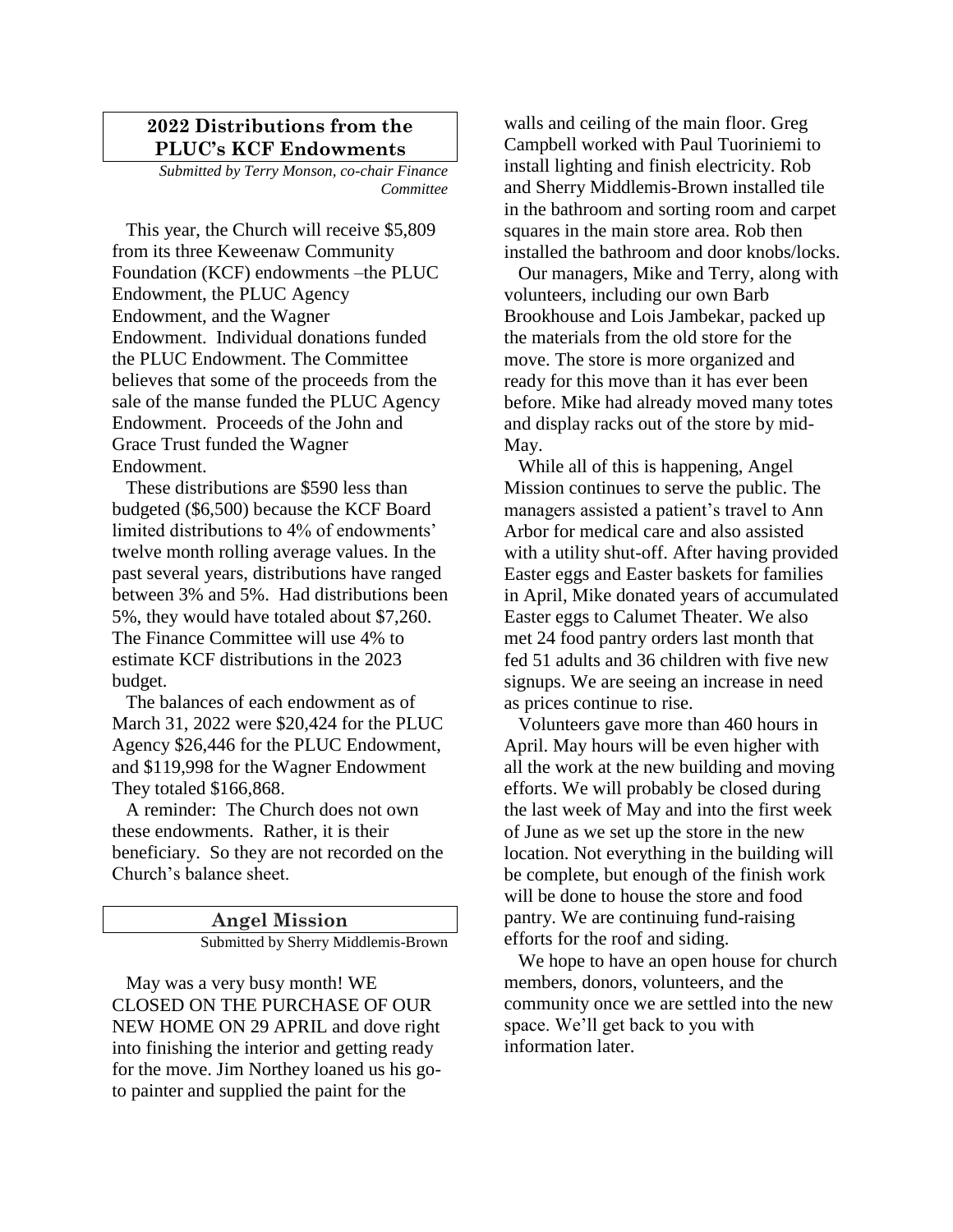## 2022 Distributions from the PLUC's KCF Endowments

*Submitted by Terry Monson, co-chair Finance Committee*

This year, the Church will receive $5,809 from its three Keweenaw Community Foundation (KCF) endowments –the PLUC Endowment, the PLUC Agency Endowment, and the Wagner Endowment. Individual donations funded the PLUC Endowment. The Committee believes that some of the proceeds from the sale of the manse funded the PLUC Agency Endowment. Proceeds of the John and Grace Trust funded the Wagner Endowment.

These distributions are $590 less than budgeted ($6,500) because the KCF Board limited distributions to 4% of endowments' twelve month rolling average values. In the past several years, distributions have ranged between 3% and 5%. Had distributions been 5%, they would have totaled about $7,260. The Finance Committee will use 4% to estimate KCF distributions in the 2023 budget.

The balances of each endowment as of March 31, 2022 were $20,424 for the PLUC Agency $26,446 for the PLUC Endowment, and $119,998 for the Wagner Endowment They totaled $166,868.

A reminder: The Church does not own these endowments. Rather, it is their beneficiary. So they are not recorded on the Church's balance sheet.

## Angel Mission

Submitted by Sherry Middlemis-Brown

May was a very busy month! WE CLOSED ON THE PURCHASE OF OUR NEW HOME ON 29 APRIL and dove right into finishing the interior and getting ready for the move. Jim Northey loaned us his go-to painter and supplied the paint for the walls and ceiling of the main floor. Greg Campbell worked with Paul Tuoriniemi to install lighting and finish electricity. Rob and Sherry Middlemis-Brown installed tile in the bathroom and sorting room and carpet squares in the main store area. Rob then installed the bathroom and door knobs/locks.

Our managers, Mike and Terry, along with volunteers, including our own Barb Brookhouse and Lois Jambekar, packed up the materials from the old store for the move. The store is more organized and ready for this move than it has ever been before. Mike had already moved many totes and display racks out of the store by mid-May.

While all of this is happening, Angel Mission continues to serve the public. The managers assisted a patient's travel to Ann Arbor for medical care and also assisted with a utility shut-off. After having provided Easter eggs and Easter baskets for families in April, Mike donated years of accumulated Easter eggs to Calumet Theater. We also met 24 food pantry orders last month that fed 51 adults and 36 children with five new signups. We are seeing an increase in need as prices continue to rise.

Volunteers gave more than 460 hours in April. May hours will be even higher with all the work at the new building and moving efforts. We will probably be closed during the last week of May and into the first week of June as we set up the store in the new location. Not everything in the building will be complete, but enough of the finish work will be done to house the store and food pantry. We are continuing fund-raising efforts for the roof and siding.

We hope to have an open house for church members, donors, volunteers, and the community once we are settled into the new space. We'll get back to you with information later.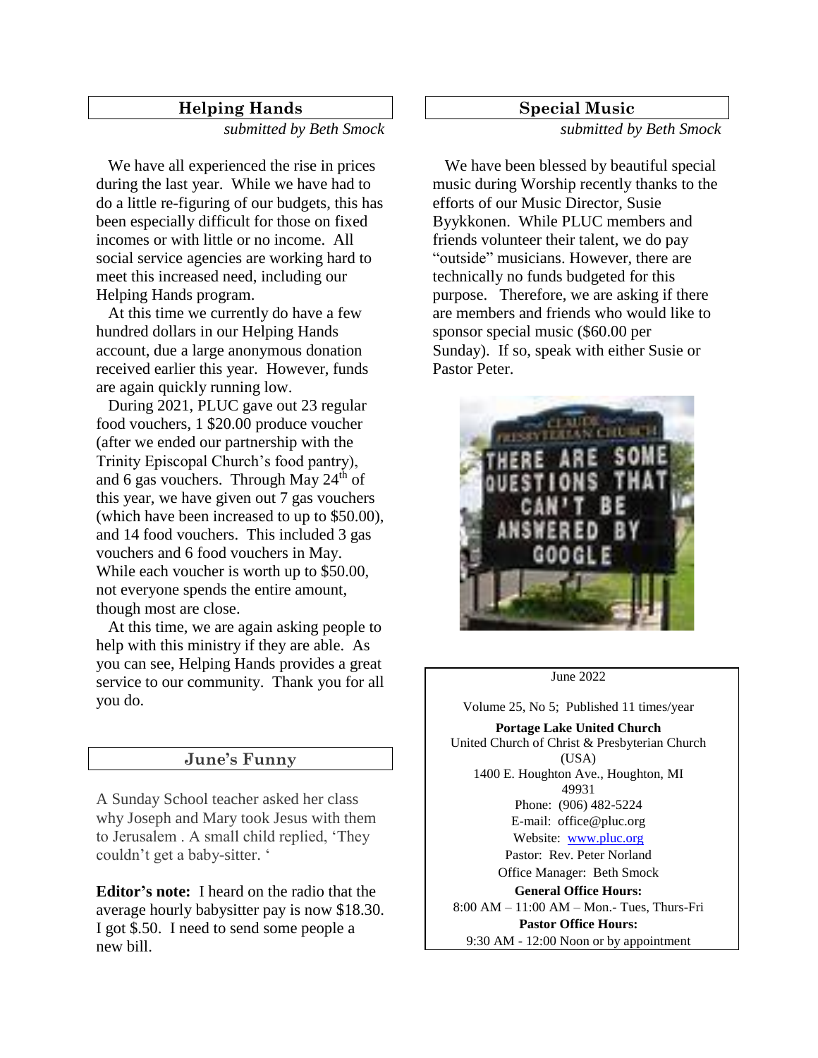## Helping Hands

*submitted by Beth Smock*

We have all experienced the rise in prices during the last year. While we have had to do a little re-figuring of our budgets, this has been especially difficult for those on fixed incomes or with little or no income. All social service agencies are working hard to meet this increased need, including our Helping Hands program.

At this time we currently do have a few hundred dollars in our Helping Hands account, due a large anonymous donation received earlier this year. However, funds are again quickly running low.

During 2021, PLUC gave out 23 regular food vouchers, 1 $20.00 produce voucher (after we ended our partnership with the Trinity Episcopal Church's food pantry), and 6 gas vouchers. Through May 24th of this year, we have given out 7 gas vouchers (which have been increased to up to $50.00), and 14 food vouchers. This included 3 gas vouchers and 6 food vouchers in May. While each voucher is worth up to $50.00, not everyone spends the entire amount, though most are close.

At this time, we are again asking people to help with this ministry if they are able. As you can see, Helping Hands provides a great service to our community. Thank you for all you do.

## June's Funny

A Sunday School teacher asked her class why Joseph and Mary took Jesus with them to Jerusalem . A small child replied, 'They couldn't get a baby-sitter. '

**Editor's note:** I heard on the radio that the average hourly babysitter pay is now $18.30. I got $.50. I need to send some people a new bill.

## Special Music

*submitted by Beth Smock*

We have been blessed by beautiful special music during Worship recently thanks to the efforts of our Music Director, Susie Byykkonen. While PLUC members and friends volunteer their talent, we do pay "outside" musicians. However, there are technically no funds budgeted for this purpose. Therefore, we are asking if there are members and friends who would like to sponsor special music ($60.00 per Sunday). If so, speak with either Susie or Pastor Peter.

June 2022

Volume 25, No 5; Published 11 times/year

**Portage Lake United Church**
United Church of Christ & Presbyterian Church (USA)
1400 E. Houghton Ave., Houghton, MI 49931
Phone: (906) 482-5224
E-mail: office@pluc.org
Website: www.pluc.org
Pastor: Rev. Peter Norland
Office Manager: Beth Smock

**General Office Hours:**
8:00 AM – 11:00 AM – Mon.- Tues, Thurs-Fri

**Pastor Office Hours:**
9:30 AM - 12:00 Noon or by appointment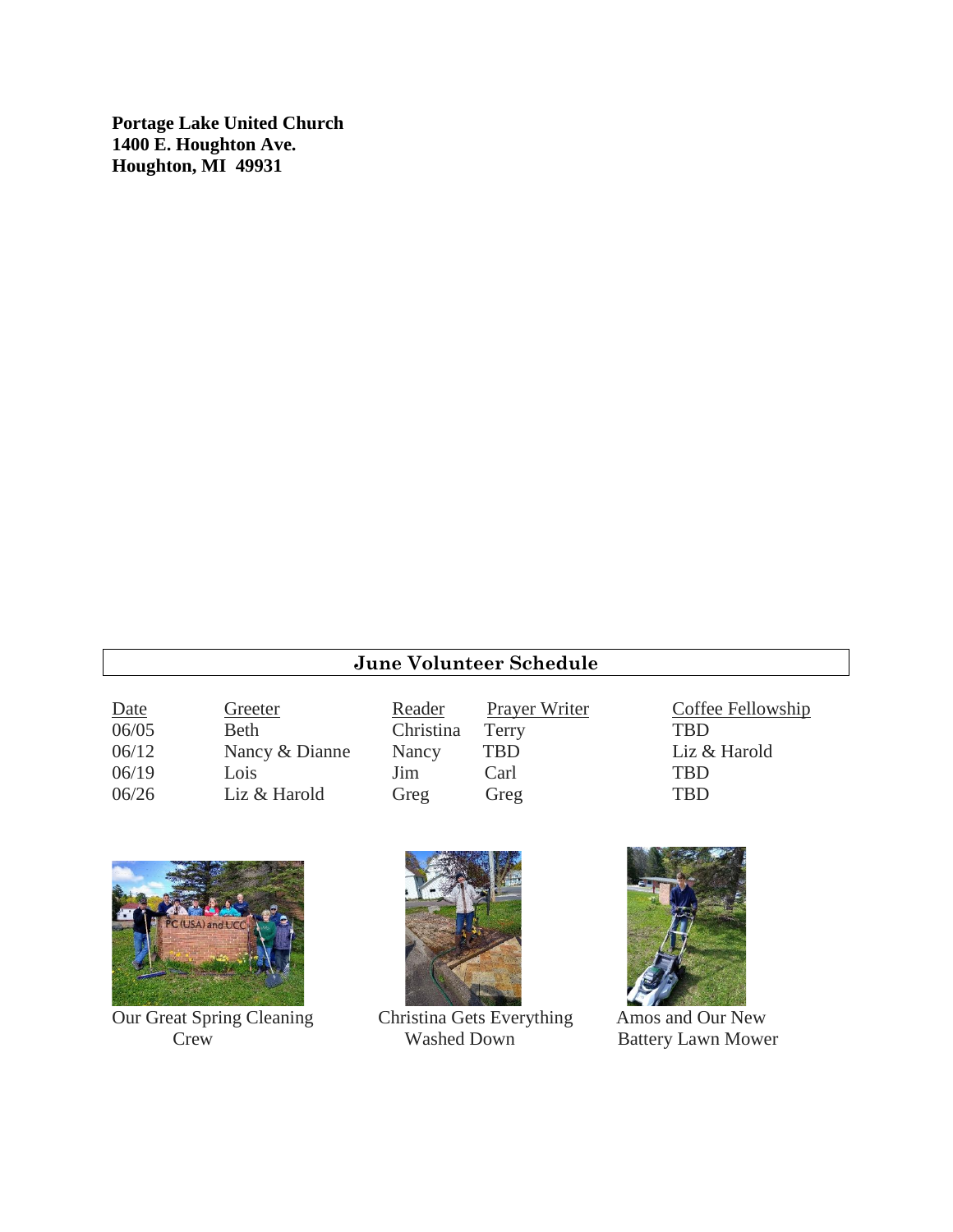**Portage Lake United Church**
**1400 E. Houghton Ave.**
**Houghton, MI 49931**

## June Volunteer Schedule

| Date | Greeter | Reader | Prayer Writer | Coffee Fellowship |
|---|---|---|---|---|
| 06/05 | Beth | Christina | Terry | TBD |
| 06/12 | Nancy & Dianne | Nancy | TBD | Liz & Harold |
| 06/19 | Lois | Jim | Carl | TBD |
| 06/26 | Liz & Harold | Greg | Greg | TBD |

Our Great Spring Cleaning Crew

Christina Gets Everything Washed Down

Amos and Our New Battery Lawn Mower